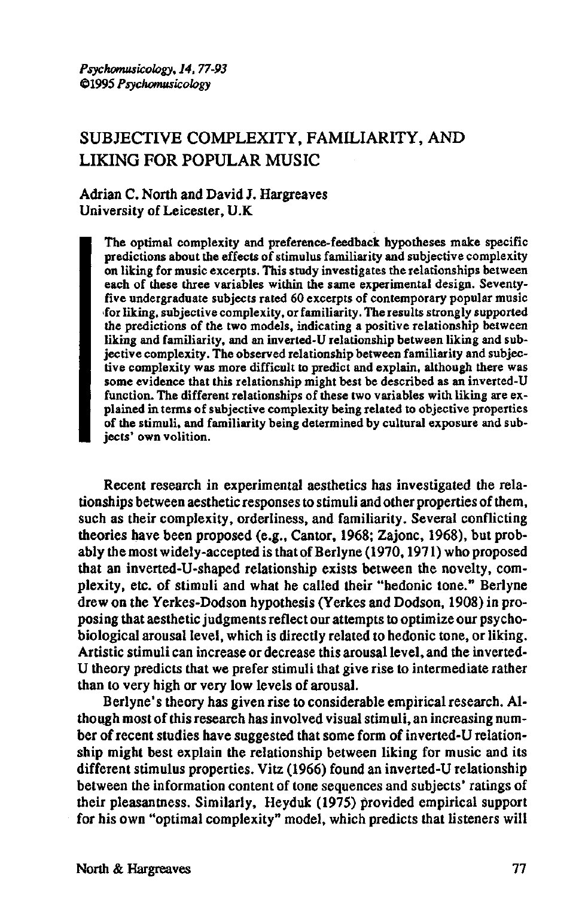# SUBJECTIVE COMPLEXITY, FAMILIARITY, AND LIKING FOR POPULAR MUSIC

Adrian C. North and David J. Hargreaves
University of Leicester, U.K

> The optimal complexity and preference-feedback hypotheses make specific predictions about the effects of stimulus familiarity and subjective complexity on liking for music excerpts. This study investigates the relationships between each of these three variables within the same experimental design. Seventy-five undergraduate subjects rated 60 excerpts of contemporary popular music for liking, subjective complexity, or familiarity. The results strongly supported the predictions of the two models, indicating a positive relationship between liking and familiarity, and an inverted-U relationship between liking and subjective complexity. The observed relationship between familiarity and subjective complexity was more difficult to predict and explain, although there was some evidence that this relationship might best be described as an inverted-U function. The different relationships of these two variables with liking are explained in terms of subjective complexity being related to objective properties of the stimuli, and familiarity being determined by cultural exposure and subjects' own volition.

Recent research in experimental aesthetics has investigated the relationships between aesthetic responses to stimuli and other properties of them, such as their complexity, orderliness, and familiarity. Several conflicting theories have been proposed (e.g., Cantor, 1968; Zajonc, 1968), but probably the most widely-accepted is that of Berlyne (1970, 1971) who proposed that an inverted-U-shaped relationship exists between the novelty, complexity, etc. of stimuli and what he called their "hedonic tone." Berlyne drew on the Yerkes-Dodson hypothesis (Yerkes and Dodson, 1908) in proposing that aesthetic judgments reflect our attempts to optimize our psychobiological arousal level, which is directly related to hedonic tone, or liking. Artistic stimuli can increase or decrease this arousal level, and the inverted-U theory predicts that we prefer stimuli that give rise to intermediate rather than to very high or very low levels of arousal.

Berlyne's theory has given rise to considerable empirical research. Although most of this research has involved visual stimuli, an increasing number of recent studies have suggested that some form of inverted-U relationship might best explain the relationship between liking for music and its different stimulus properties. Vitz (1966) found an inverted-U relationship between the information content of tone sequences and subjects' ratings of their pleasantness. Similarly, Heyduk (1975) provided empirical support for his own "optimal complexity" model, which predicts that listeners will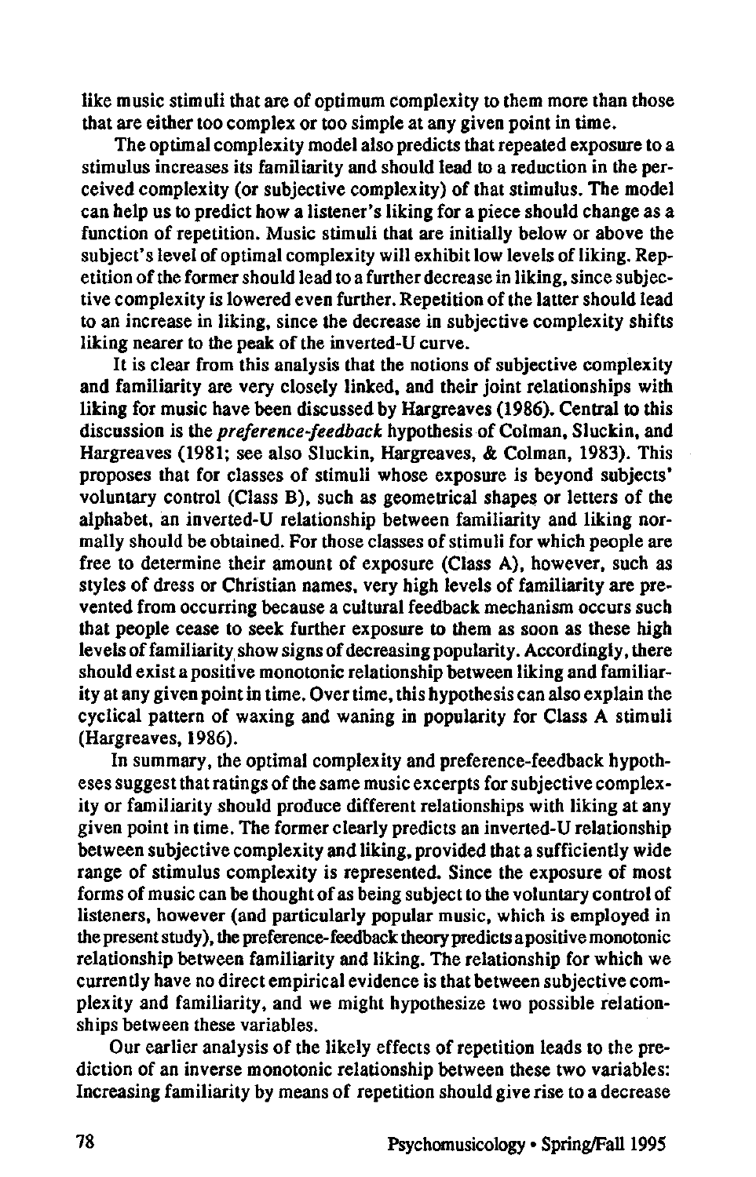like music stimuli that are of optimum complexity to them more than those that are either too complex or too simple at any given point in time.

The optimal complexity model also predicts that repeated exposure to a stimulus increases its familiarity and should lead to a reduction in the perceived complexity (or subjective complexity) of that stimulus. The model can help us to predict how a listener's liking for a piece should change as a function of repetition. Music stimuli that are initially below or above the subject's level of optimal complexity will exhibit low levels of liking. Repetition of the former should lead to a further decrease in liking, since subjective complexity is lowered even further. Repetition of the latter should lead to an increase in liking, since the decrease in subjective complexity shifts liking nearer to the peak of the inverted-U curve.

It is clear from this analysis that the notions of subjective complexity and familiarity are very closely linked, and their joint relationships with liking for music have been discussed by Hargreaves (1986). Central to this discussion is the *preference-feedback* hypothesis of Colman, Sluckin, and Hargreaves (1981; see also Sluckin, Hargreaves, & Colman, 1983). This proposes that for classes of stimuli whose exposure is beyond subjects' voluntary control (Class B), such as geometrical shapes or letters of the alphabet, an inverted-U relationship between familiarity and liking normally should be obtained. For those classes of stimuli for which people are free to determine their amount of exposure (Class A), however, such as styles of dress or Christian names, very high levels of familiarity are prevented from occurring because a cultural feedback mechanism occurs such that people cease to seek further exposure to them as soon as these high levels of familiarity show signs of decreasing popularity. Accordingly, there should exist a positive monotonic relationship between liking and familiarity at any given point in time. Over time, this hypothesis can also explain the cyclical pattern of waxing and waning in popularity for Class A stimuli (Hargreaves, 1986).

In summary, the optimal complexity and preference-feedback hypotheses suggest that ratings of the same music excerpts for subjective complexity or familiarity should produce different relationships with liking at any given point in time. The former clearly predicts an inverted-U relationship between subjective complexity and liking, provided that a sufficiently wide range of stimulus complexity is represented. Since the exposure of most forms of music can be thought of as being subject to the voluntary control of listeners, however (and particularly popular music, which is employed in the present study), the preference-feedback theory predicts a positive monotonic relationship between familiarity and liking. The relationship for which we currently have no direct empirical evidence is that between subjective complexity and familiarity, and we might hypothesize two possible relationships between these variables.

Our earlier analysis of the likely effects of repetition leads to the prediction of an inverse monotonic relationship between these two variables: Increasing familiarity by means of repetition should give rise to a decrease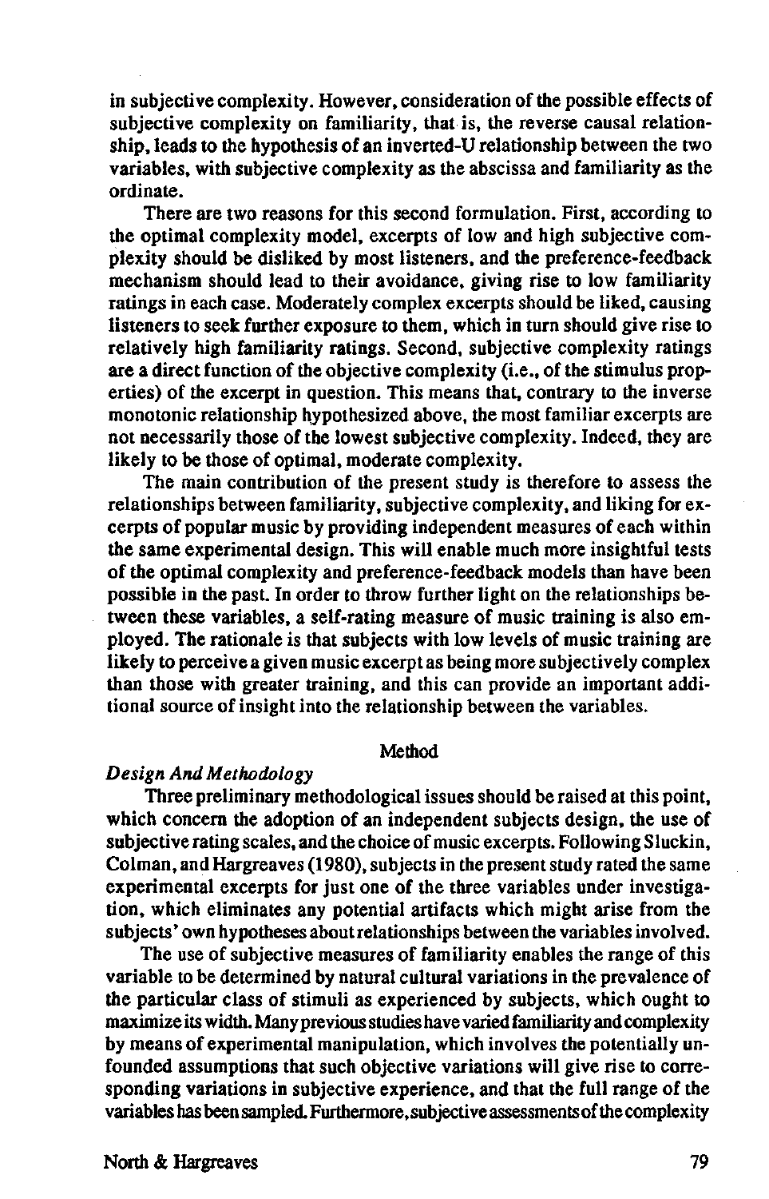in subjective complexity. However, consideration of the possible effects of subjective complexity on familiarity, that is, the reverse causal relationship, leads to the hypothesis of an inverted-U relationship between the two variables, with subjective complexity as the abscissa and familiarity as the ordinate.

There are two reasons for this second formulation. First, according to the optimal complexity model, excerpts of low and high subjective complexity should be disliked by most listeners, and the preference-feedback mechanism should lead to their avoidance, giving rise to low familiarity ratings in each case. Moderately complex excerpts should be liked, causing listeners to seek further exposure to them, which in turn should give rise to relatively high familiarity ratings. Second, subjective complexity ratings are a direct function of the objective complexity (i.e., of the stimulus properties) of the excerpt in question. This means that, contrary to the inverse monotonic relationship hypothesized above, the most familiar excerpts are not necessarily those of the lowest subjective complexity. Indeed, they are likely to be those of optimal, moderate complexity.

The main contribution of the present study is therefore to assess the relationships between familiarity, subjective complexity, and liking for excerpts of popular music by providing independent measures of each within the same experimental design. This will enable much more insightful tests of the optimal complexity and preference-feedback models than have been possible in the past. In order to throw further light on the relationships between these variables, a self-rating measure of music training is also employed. The rationale is that subjects with low levels of music training are likely to perceive a given music excerpt as being more subjectively complex than those with greater training, and this can provide an important additional source of insight into the relationship between the variables.

## Method

### *Design And Methodology*

Three preliminary methodological issues should be raised at this point, which concern the adoption of an independent subjects design, the use of subjective rating scales, and the choice of music excerpts. Following Sluckin, Colman, and Hargreaves (1980), subjects in the present study rated the same experimental excerpts for just one of the three variables under investigation, which eliminates any potential artifacts which might arise from the subjects' own hypotheses about relationships between the variables involved.

The use of subjective measures of familiarity enables the range of this variable to be determined by natural cultural variations in the prevalence of the particular class of stimuli as experienced by subjects, which ought to maximize its width. Many previous studies have varied familiarity and complexity by means of experimental manipulation, which involves the potentially unfounded assumptions that such objective variations will give rise to corresponding variations in subjective experience, and that the full range of the variables has been sampled. Furthermore, subjective assessments of the complexity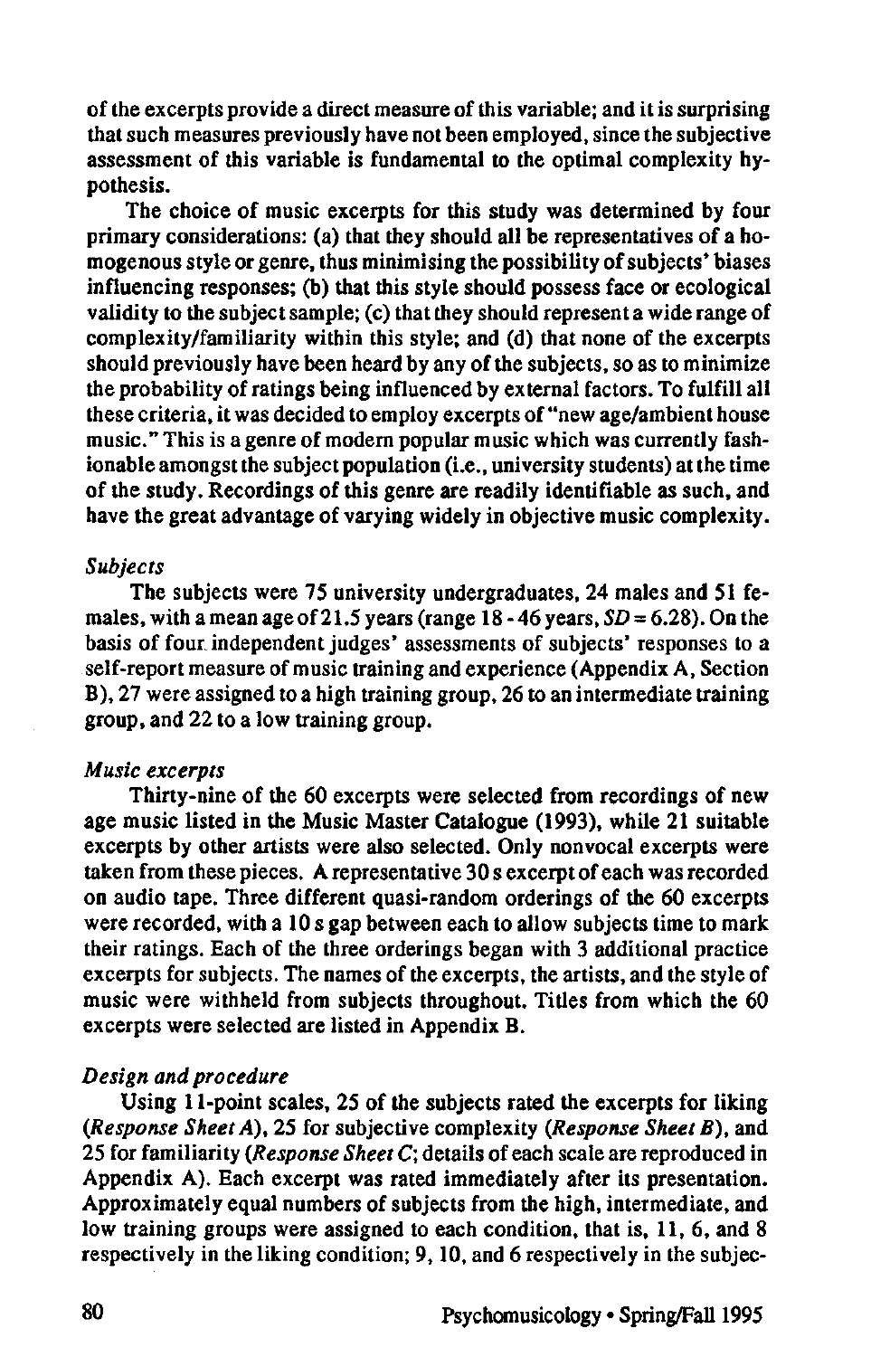of the excerpts provide a direct measure of this variable; and it is surprising that such measures previously have not been employed, since the subjective assessment of this variable is fundamental to the optimal complexity hypothesis.

The choice of music excerpts for this study was determined by four primary considerations: (a) that they should all be representatives of a homogenous style or genre, thus minimising the possibility of subjects' biases influencing responses; (b) that this style should possess face or ecological validity to the subject sample; (c) that they should represent a wide range of complexity/familiarity within this style; and (d) that none of the excerpts should previously have been heard by any of the subjects, so as to minimize the probability of ratings being influenced by external factors. To fulfill all these criteria, it was decided to employ excerpts of "new age/ambient house music." This is a genre of modern popular music which was currently fashionable amongst the subject population (i.e., university students) at the time of the study. Recordings of this genre are readily identifiable as such, and have the great advantage of varying widely in objective music complexity.

### *Subjects*

The subjects were 75 university undergraduates, 24 males and 51 females, with a mean age of 21.5 years (range 18 - 46 years, $SD = 6.28$). On the basis of four independent judges' assessments of subjects' responses to a self-report measure of music training and experience (Appendix A, Section B), 27 were assigned to a high training group, 26 to an intermediate training group, and 22 to a low training group.

### *Music excerpts*

Thirty-nine of the 60 excerpts were selected from recordings of new age music listed in the Music Master Catalogue (1993), while 21 suitable excerpts by other artists were also selected. Only nonvocal excerpts were taken from these pieces. A representative 30 s excerpt of each was recorded on audio tape. Three different quasi-random orderings of the 60 excerpts were recorded, with a 10 s gap between each to allow subjects time to mark their ratings. Each of the three orderings began with 3 additional practice excerpts for subjects. The names of the excerpts, the artists, and the style of music were withheld from subjects throughout. Titles from which the 60 excerpts were selected are listed in Appendix B.

### *Design and procedure*

Using 11-point scales, 25 of the subjects rated the excerpts for liking (*Response Sheet A*), 25 for subjective complexity (*Response Sheet B*), and 25 for familiarity (*Response Sheet C*; details of each scale are reproduced in Appendix A). Each excerpt was rated immediately after its presentation. Approximately equal numbers of subjects from the high, intermediate, and low training groups were assigned to each condition, that is, 11, 6, and 8 respectively in the liking condition; 9, 10, and 6 respectively in the subjec-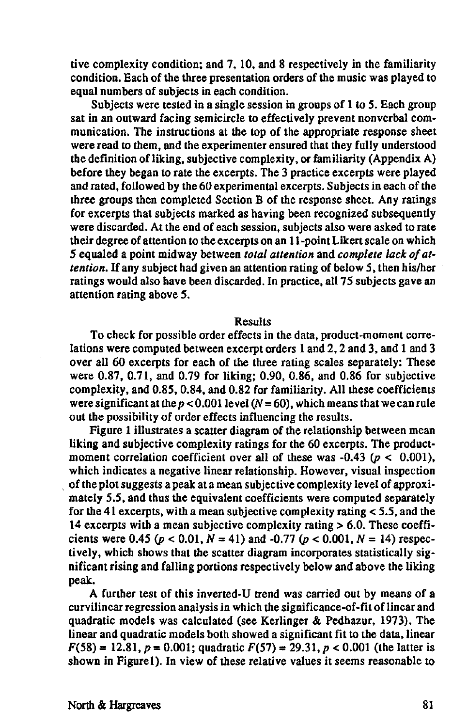tive complexity condition; and 7, 10, and 8 respectively in the familiarity condition. Each of the three presentation orders of the music was played to equal numbers of subjects in each condition.

Subjects were tested in a single session in groups of 1 to 5. Each group sat in an outward facing semicircle to effectively prevent nonverbal communication. The instructions at the top of the appropriate response sheet were read to them, and the experimenter ensured that they fully understood the definition of liking, subjective complexity, or familiarity (Appendix A) before they began to rate the excerpts. The 3 practice excerpts were played and rated, followed by the 60 experimental excerpts. Subjects in each of the three groups then completed Section B of the response sheet. Any ratings for excerpts that subjects marked as having been recognized subsequently were discarded. At the end of each session, subjects also were asked to rate their degree of attention to the excerpts on an 11-point Likert scale on which 5 equaled a point midway between *total attention* and *complete lack of attention*. If any subject had given an attention rating of below 5, then his/her ratings would also have been discarded. In practice, all 75 subjects gave an attention rating above 5.

## Results

To check for possible order effects in the data, product-moment correlations were computed between excerpt orders 1 and 2, 2 and 3, and 1 and 3 over all 60 excerpts for each of the three rating scales separately: These were 0.87, 0.71, and 0.79 for liking; 0.90, 0.86, and 0.86 for subjective complexity, and 0.85, 0.84, and 0.82 for familiarity. All these coefficients were significant at the $p < 0.001$ level ($N = 60$), which means that we can rule out the possibility of order effects influencing the results.

Figure 1 illustrates a scatter diagram of the relationship between mean liking and subjective complexity ratings for the 60 excerpts. The product-moment correlation coefficient over all of these was -0.43 ($p < 0.001$), which indicates a negative linear relationship. However, visual inspection of the plot suggests a peak at a mean subjective complexity level of approximately 5.5, and thus the equivalent coefficients were computed separately for the 41 excerpts, with a mean subjective complexity rating < 5.5, and the 14 excerpts with a mean subjective complexity rating > 6.0. These coefficients were 0.45 ($p < 0.01$, $N = 41$) and -0.77 ($p < 0.001$, $N = 14$) respectively, which shows that the scatter diagram incorporates statistically significant rising and falling portions respectively below and above the liking peak.

A further test of this inverted-U trend was carried out by means of a curvilinear regression analysis in which the significance-of-fit of linear and quadratic models was calculated (see Kerlinger & Pedhazur, 1973). The linear and quadratic models both showed a significant fit to the data, linear $F(58) = 12.81$, $p = 0.001$; quadratic $F(57) = 29.31$, $p < 0.001$ (the latter is shown in Figure1). In view of these relative values it seems reasonable to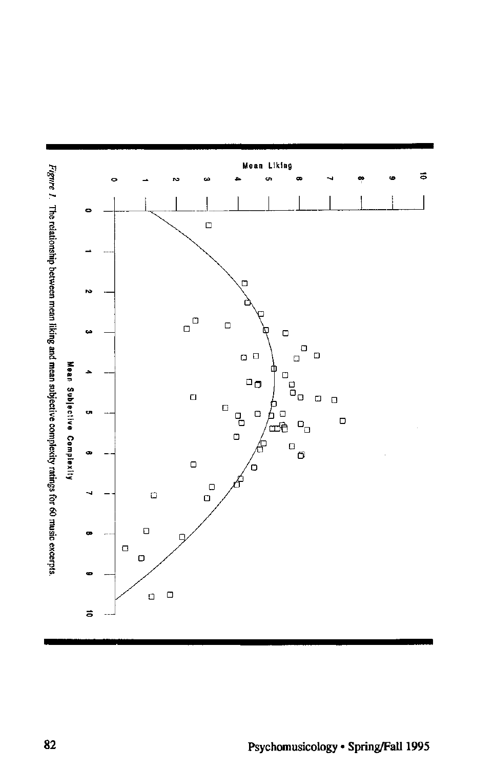*Figure 1.* The relationship between mean liking and mean subjective complexity ratings for 60 music excerpts.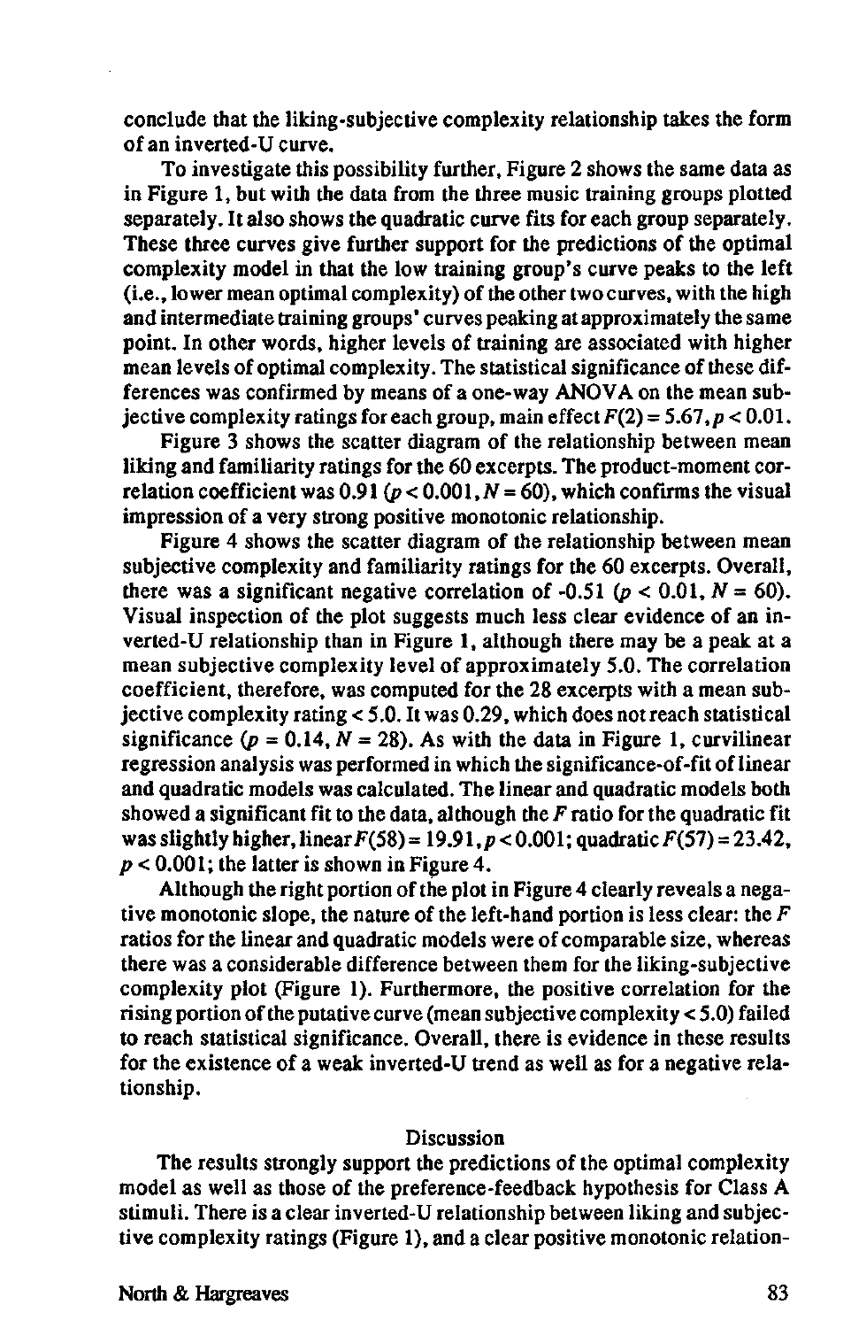conclude that the liking-subjective complexity relationship takes the form of an inverted-U curve.

To investigate this possibility further, Figure 2 shows the same data as in Figure 1, but with the data from the three music training groups plotted separately. It also shows the quadratic curve fits for each group separately. These three curves give further support for the predictions of the optimal complexity model in that the low training group's curve peaks to the left (i.e., lower mean optimal complexity) of the other two curves, with the high and intermediate training groups' curves peaking at approximately the same point. In other words, higher levels of training are associated with higher mean levels of optimal complexity. The statistical significance of these differences was confirmed by means of a one-way ANOVA on the mean subjective complexity ratings for each group, main effect $F(2) = 5.67, p < 0.01$.

Figure 3 shows the scatter diagram of the relationship between mean liking and familiarity ratings for the 60 excerpts. The product-moment correlation coefficient was 0.91 ($p < 0.001, N = 60$), which confirms the visual impression of a very strong positive monotonic relationship.

Figure 4 shows the scatter diagram of the relationship between mean subjective complexity and familiarity ratings for the 60 excerpts. Overall, there was a significant negative correlation of -0.51 ($p < 0.01, N = 60$). Visual inspection of the plot suggests much less clear evidence of an inverted-U relationship than in Figure 1, although there may be a peak at a mean subjective complexity level of approximately 5.0. The correlation coefficient, therefore, was computed for the 28 excerpts with a mean subjective complexity rating < 5.0. It was 0.29, which does not reach statistical significance ($p = 0.14, N = 28$). As with the data in Figure 1, curvilinear regression analysis was performed in which the significance-of-fit of linear and quadratic models was calculated. The linear and quadratic models both showed a significant fit to the data, although the $F$ ratio for the quadratic fit was slightly higher, linear $F(58) = 19.91, p < 0.001$; quadratic $F(57) = 23.42$, $p < 0.001$; the latter is shown in Figure 4.

Although the right portion of the plot in Figure 4 clearly reveals a negative monotonic slope, the nature of the left-hand portion is less clear: the $F$ ratios for the linear and quadratic models were of comparable size, whereas there was a considerable difference between them for the liking-subjective complexity plot (Figure 1). Furthermore, the positive correlation for the rising portion of the putative curve (mean subjective complexity < 5.0) failed to reach statistical significance. Overall, there is evidence in these results for the existence of a weak inverted-U trend as well as for a negative relationship.

## Discussion

The results strongly support the predictions of the optimal complexity model as well as those of the preference-feedback hypothesis for Class A stimuli. There is a clear inverted-U relationship between liking and subjective complexity ratings (Figure 1), and a clear positive monotonic relation-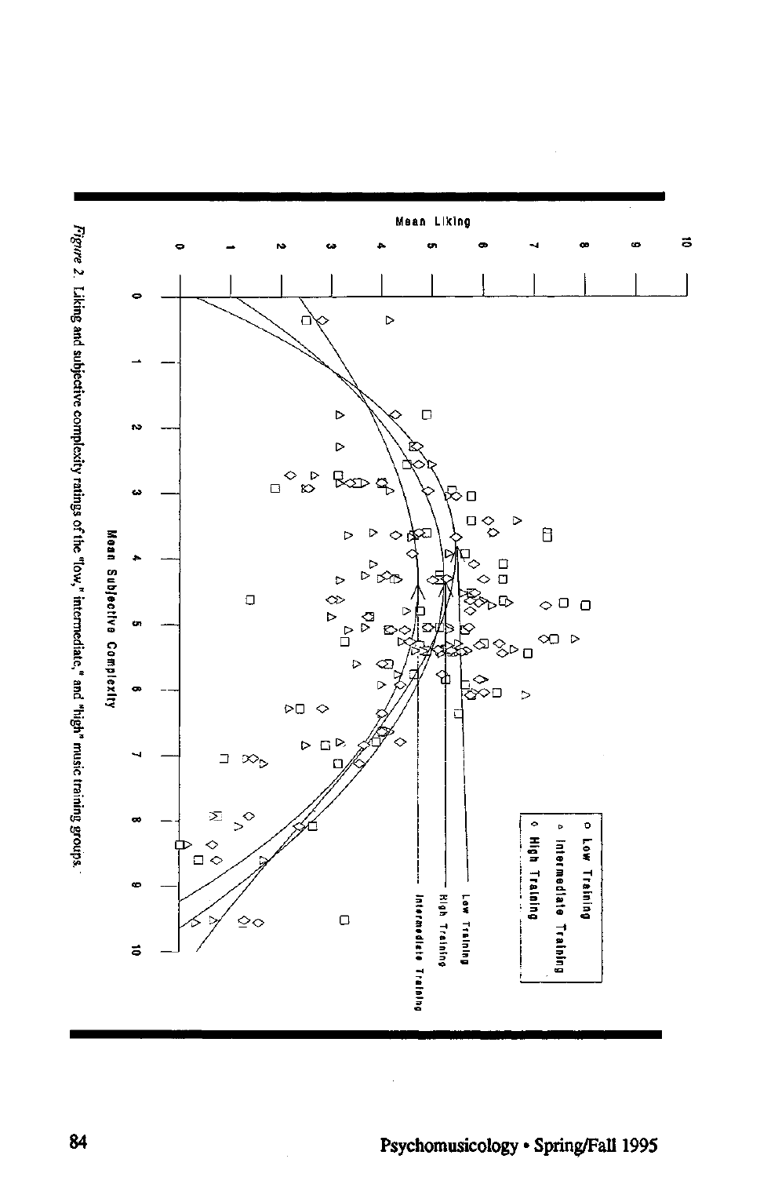*Figure 2.* Liking and subjective complexity ratings of the "low," intermediate," and "high" music training groups.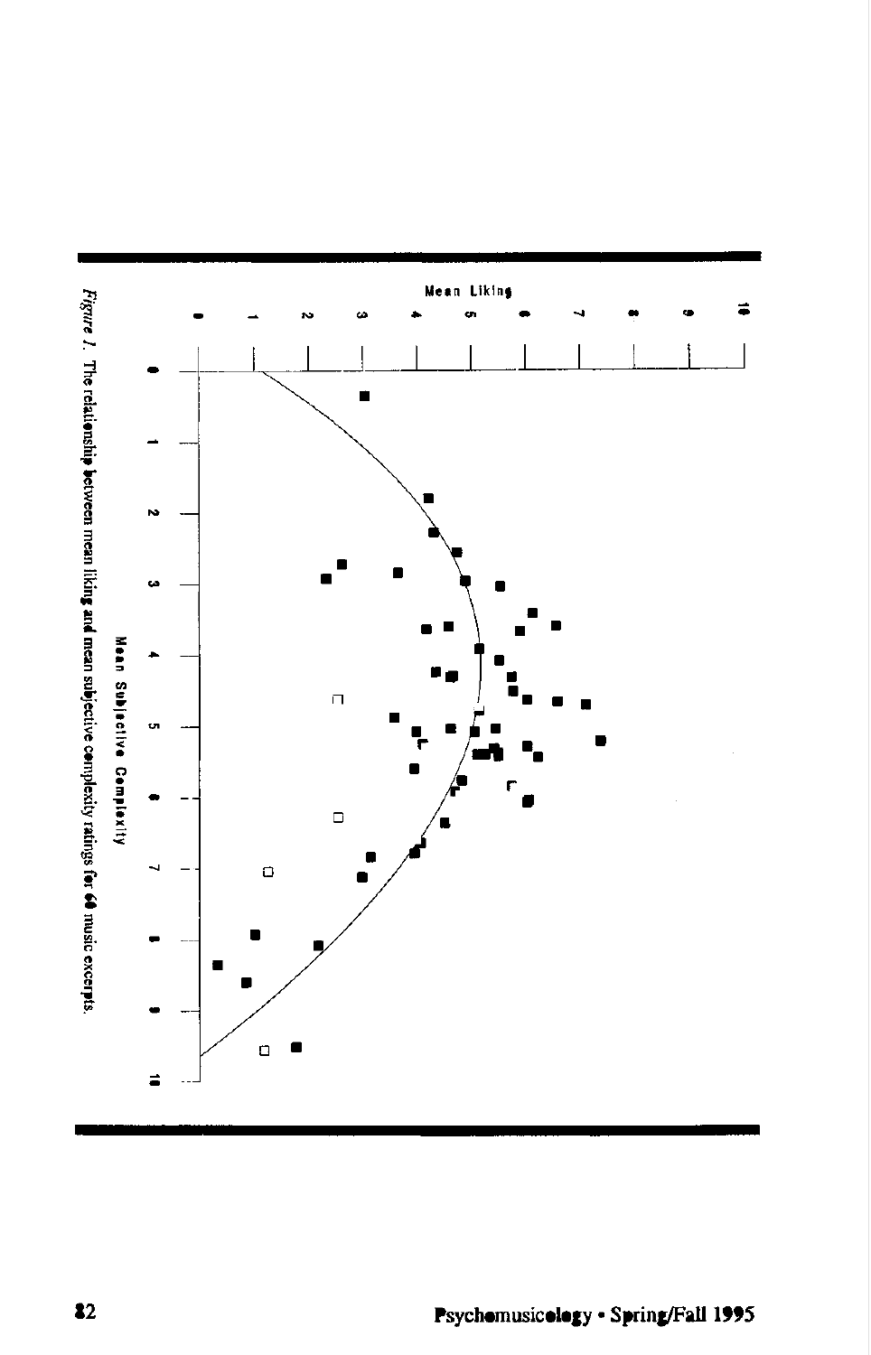Mean Liking

Mean Subjective Complexity

*Figure 1.* The relationship between mean liking and mean subjective complexity ratings for 60 music excerpts.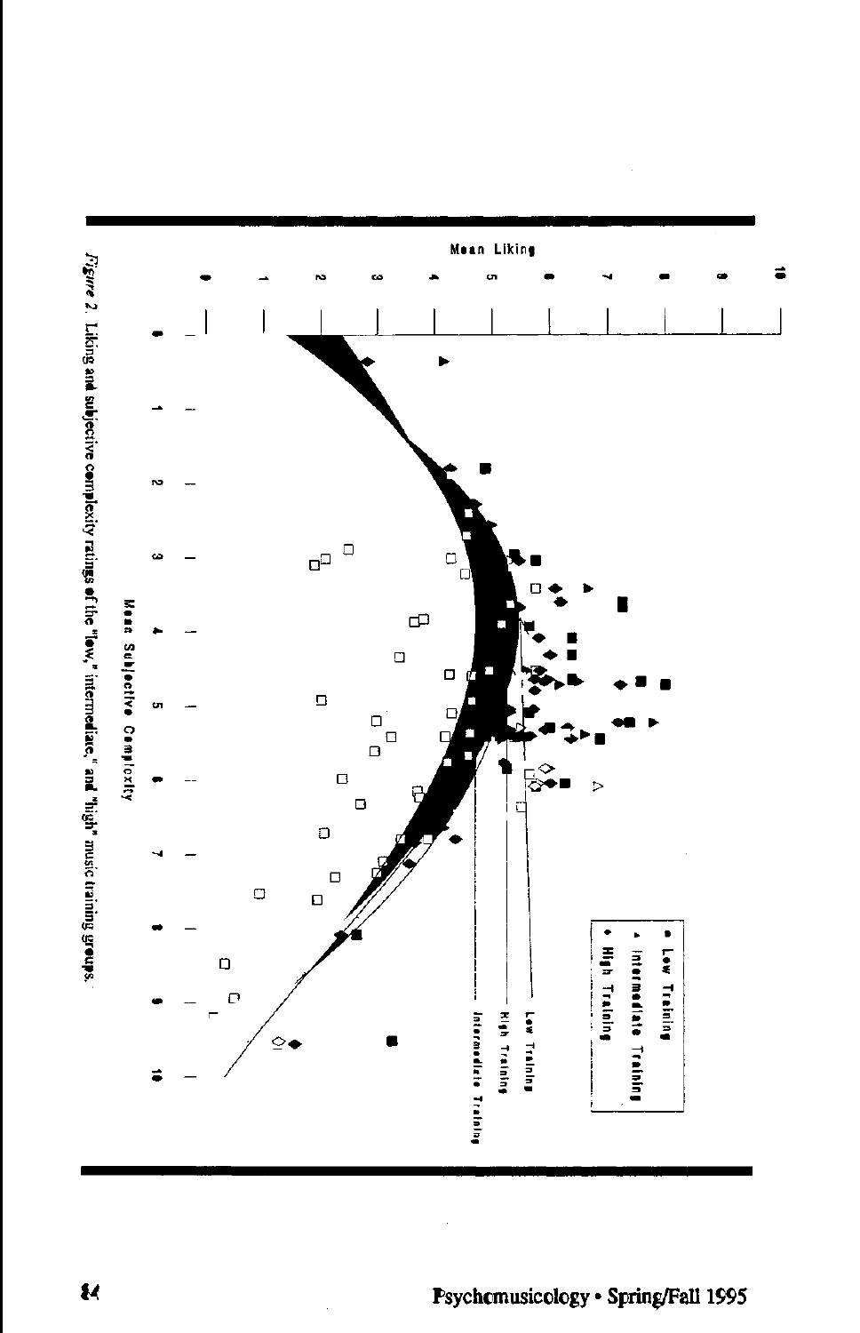*Figure 2.* Liking and subjective complexity ratings of the "low," intermediate," and "high" music training groups.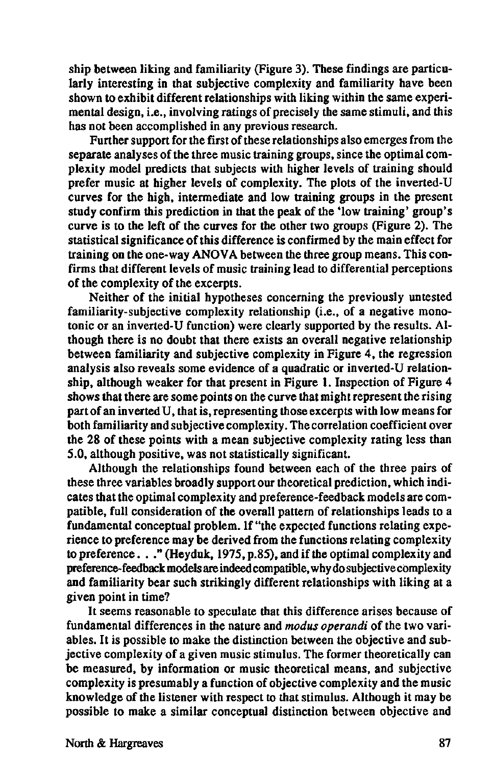ship between liking and familiarity (Figure 3). These findings are particularly interesting in that subjective complexity and familiarity have been shown to exhibit different relationships with liking within the same experimental design, i.e., involving ratings of precisely the same stimuli, and this has not been accomplished in any previous research.

Further support for the first of these relationships also emerges from the separate analyses of the three music training groups, since the optimal complexity model predicts that subjects with higher levels of training should prefer music at higher levels of complexity. The plots of the inverted-U curves for the high, intermediate and low training groups in the present study confirm this prediction in that the peak of the 'low training' group's curve is to the left of the curves for the other two groups (Figure 2). The statistical significance of this difference is confirmed by the main effect for training on the one-way ANOVA between the three group means. This confirms that different levels of music training lead to differential perceptions of the complexity of the excerpts.

Neither of the initial hypotheses concerning the previously untested familiarity-subjective complexity relationship (i.e., of a negative monotonic or an inverted-U function) were clearly supported by the results. Although there is no doubt that there exists an overall negative relationship between familiarity and subjective complexity in Figure 4, the regression analysis also reveals some evidence of a quadratic or inverted-U relationship, although weaker for that present in Figure 1. Inspection of Figure 4 shows that there are some points on the curve that might represent the rising part of an inverted U, that is, representing those excerpts with low means for both familiarity and subjective complexity. The correlation coefficient over the 28 of these points with a mean subjective complexity rating less than 5.0, although positive, was not statistically significant.

Although the relationships found between each of the three pairs of these three variables broadly support our theoretical prediction, which indicates that the optimal complexity and preference-feedback models are compatible, full consideration of the overall pattern of relationships leads to a fundamental conceptual problem. If "the expected functions relating experience to preference may be derived from the functions relating complexity to preference. . ." (Heyduk, 1975, p.85), and if the optimal complexity and preference-feedback models are indeed compatible, why do subjective complexity and familiarity bear such strikingly different relationships with liking at a given point in time?

It seems reasonable to speculate that this difference arises because of fundamental differences in the nature and *modus operandi* of the two variables. It is possible to make the distinction between the objective and subjective complexity of a given music stimulus. The former theoretically can be measured, by information or music theoretical means, and subjective complexity is presumably a function of objective complexity and the music knowledge of the listener with respect to that stimulus. Although it may be possible to make a similar conceptual distinction between objective and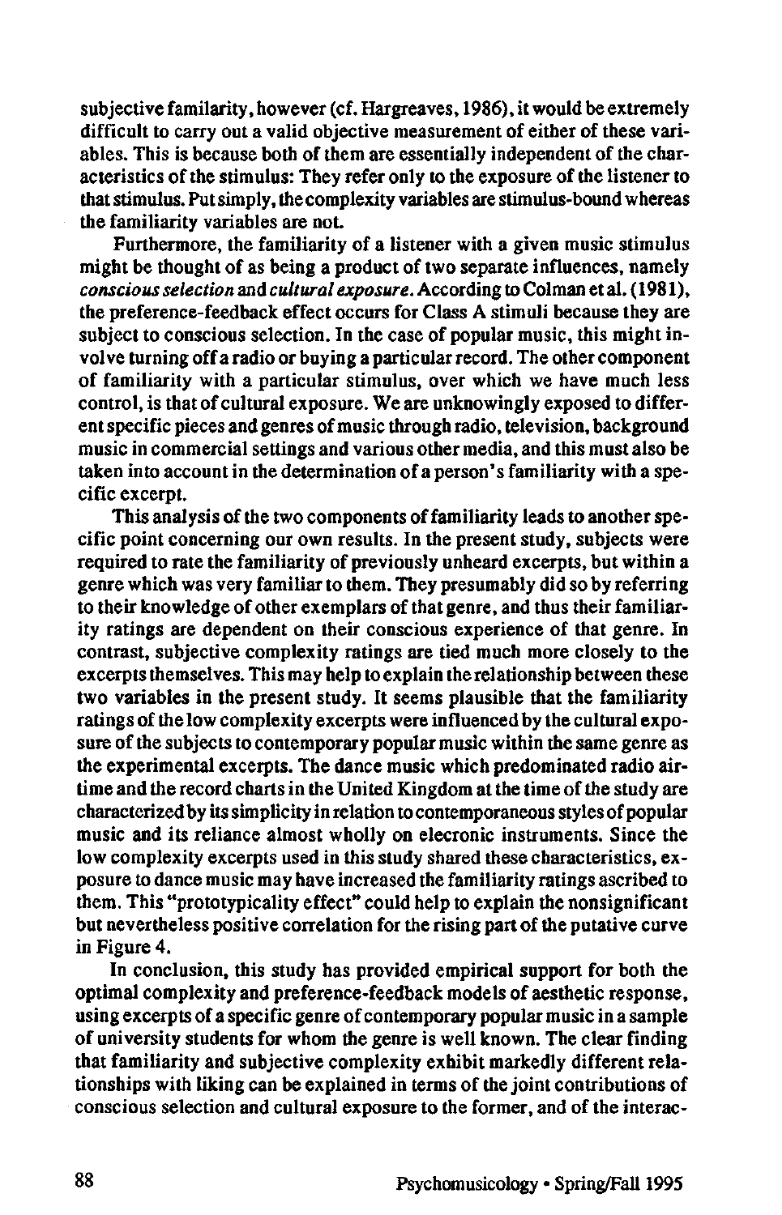subjective familarity, however (cf. Hargreaves, 1986), it would be extremely difficult to carry out a valid objective measurement of either of these variables. This is because both of them are essentially independent of the characteristics of the stimulus: They refer only to the exposure of the listener to that stimulus. Put simply, the complexity variables are stimulus-bound whereas the familiarity variables are not.

Furthermore, the familiarity of a listener with a given music stimulus might be thought of as being a product of two separate influences, namely *conscious selection* and *cultural exposure*. According to Colman et al. (1981), the preference-feedback effect occurs for Class A stimuli because they are subject to conscious selection. In the case of popular music, this might involve turning off a radio or buying a particular record. The other component of familiarity with a particular stimulus, over which we have much less control, is that of cultural exposure. We are unknowingly exposed to different specific pieces and genres of music through radio, television, background music in commercial settings and various other media, and this must also be taken into account in the determination of a person's familiarity with a specific excerpt.

This analysis of the two components of familiarity leads to another specific point concerning our own results. In the present study, subjects were required to rate the familiarity of previously unheard excerpts, but within a genre which was very familiar to them. They presumably did so by referring to their knowledge of other exemplars of that genre, and thus their familiarity ratings are dependent on their conscious experience of that genre. In contrast, subjective complexity ratings are tied much more closely to the excerpts themselves. This may help to explain the relationship between these two variables in the present study. It seems plausible that the familiarity ratings of the low complexity excerpts were influenced by the cultural exposure of the subjects to contemporary popular music within the same genre as the experimental excerpts. The dance music which predominated radio airtime and the record charts in the United Kingdom at the time of the study are characterized by its simplicity in relation to contemporaneous styles of popular music and its reliance almost wholly on elecronic instruments. Since the low complexity excerpts used in this study shared these characteristics, exposure to dance music may have increased the familiarity ratings ascribed to them. This "prototypicality effect" could help to explain the nonsignificant but nevertheless positive correlation for the rising part of the putative curve in Figure 4.

In conclusion, this study has provided empirical support for both the optimal complexity and preference-feedback models of aesthetic response, using excerpts of a specific genre of contemporary popular music in a sample of university students for whom the genre is well known. The clear finding that familiarity and subjective complexity exhibit markedly different relationships with liking can be explained in terms of the joint contributions of conscious selection and cultural exposure to the former, and of the interac-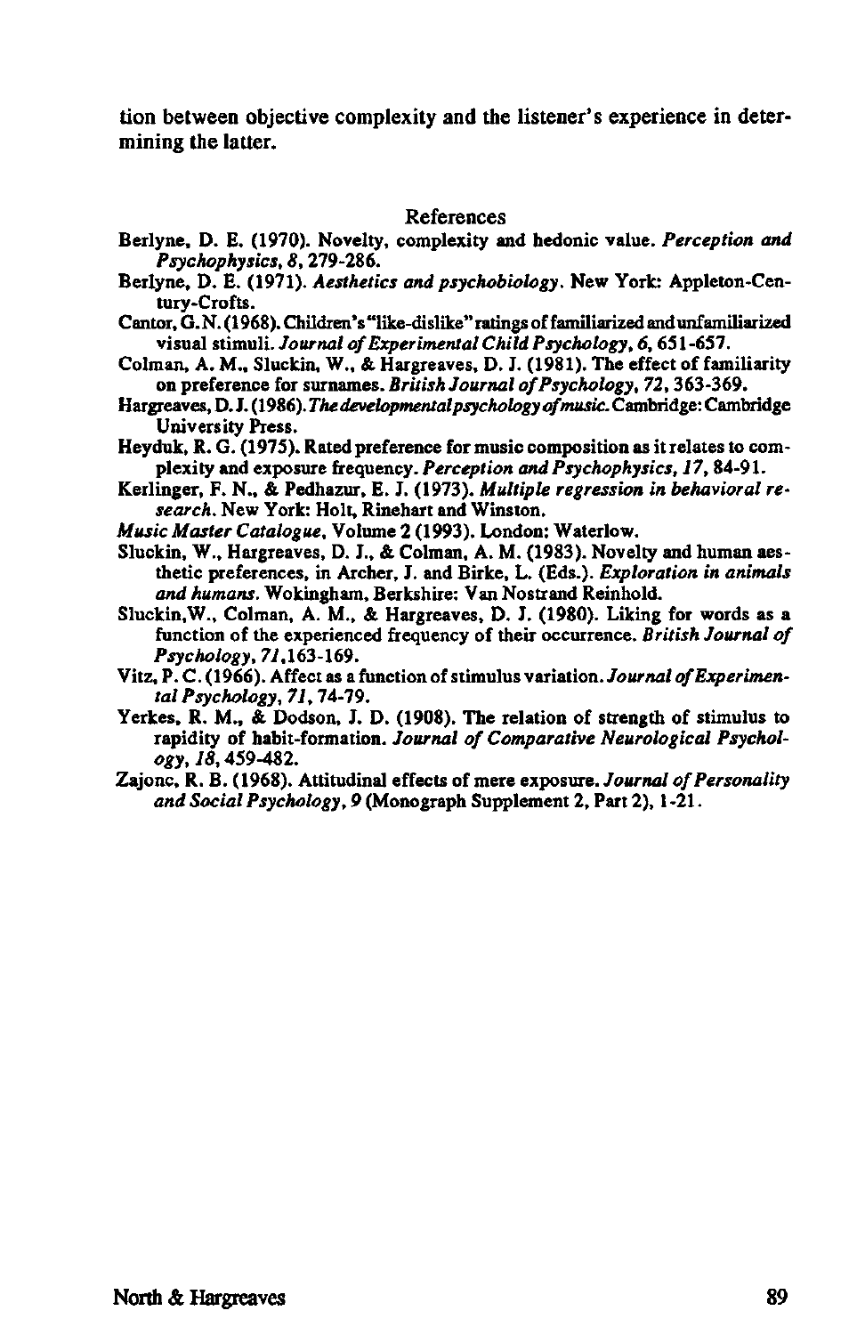tion between objective complexity and the listener's experience in determining the latter.

## References

Berlyne, D. E. (1970). Novelty, complexity and hedonic value. *Perception and Psychophysics, 8*, 279-286.

Berlyne, D. E. (1971). *Aesthetics and psychobiology*. New York: Appleton-Century-Crofts.

Cantor, G. N. (1968). Children's "like-dislike" ratings of familiarized and unfamiliarized visual stimuli. *Journal of Experimental Child Psychology, 6*, 651-657.

Colman, A. M., Sluckin, W., & Hargreaves, D. J. (1981). The effect of familiarity on preference for surnames. *British Journal of Psychology, 72*, 363-369.

Hargreaves, D. J. (1986). *The developmental psychology of music*. Cambridge: Cambridge University Press.

Heyduk, R. G. (1975). Rated preference for music composition as it relates to complexity and exposure frequency. *Perception and Psychophysics, 17*, 84-91.

Kerlinger, F. N., & Pedhazur, E. J. (1973). *Multiple regression in behavioral research*. New York: Holt, Rinehart and Winston.

*Music Master Catalogue*, Volume 2 (1993). London: Waterlow.

Sluckin, W., Hargreaves, D. J., & Colman, A. M. (1983). Novelty and human aesthetic preferences, in Archer, J. and Birke, L. (Eds.). *Exploration in animals and humans*. Wokingham, Berkshire: Van Nostrand Reinhold.

Sluckin, W., Colman, A. M., & Hargreaves, D. J. (1980). Liking for words as a function of the experienced frequency of their occurrence. *British Journal of Psychology, 71*, 163-169.

Vitz, P. C. (1966). Affect as a function of stimulus variation. *Journal of Experimental Psychology, 71*, 74-79.

Yerkes, R. M., & Dodson, J. D. (1908). The relation of strength of stimulus to rapidity of habit-formation. *Journal of Comparative Neurological Psychology, 18*, 459-482.

Zajonc, R. B. (1968). Attitudinal effects of mere exposure. *Journal of Personality and Social Psychology, 9* (Monograph Supplement 2, Part 2), 1-21.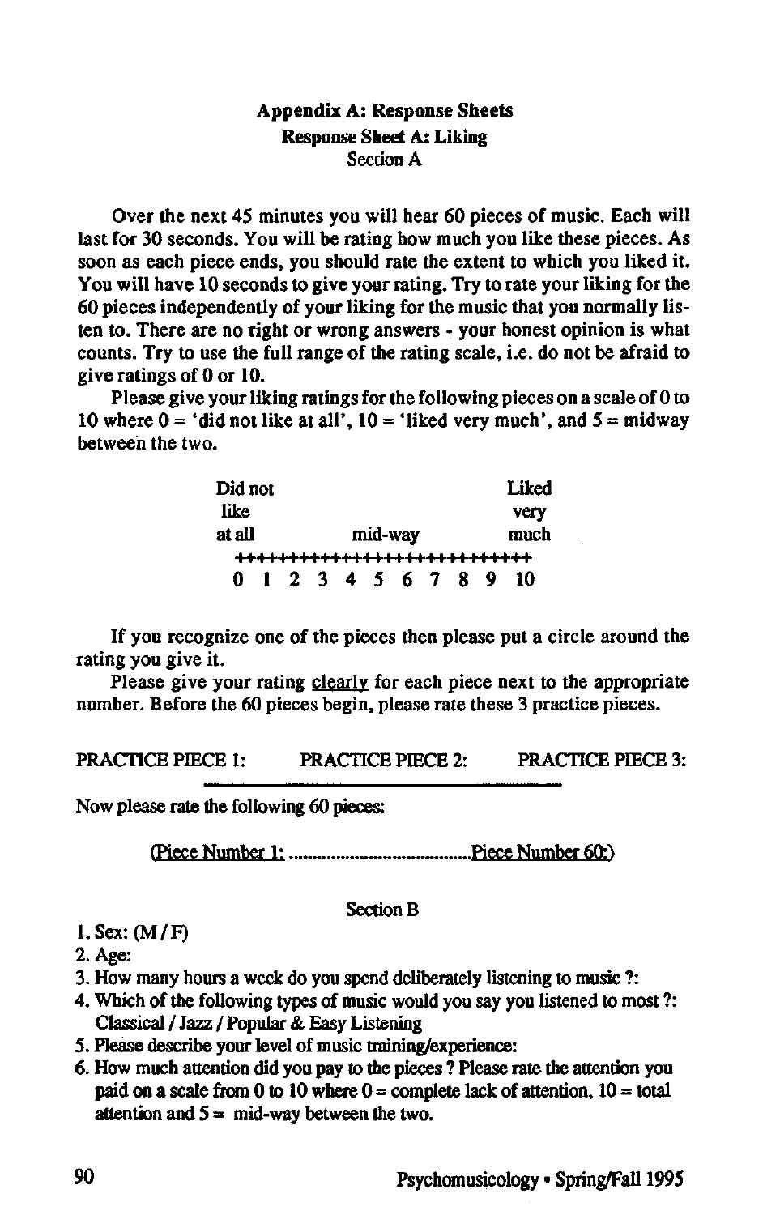## Appendix A: Response Sheets

### Response Sheet A: Liking

Section A

Over the next 45 minutes you will hear 60 pieces of music. Each will last for 30 seconds. You will be rating how much you like these pieces. As soon as each piece ends, you should rate the extent to which you liked it. You will have 10 seconds to give your rating. Try to rate your liking for the 60 pieces independently of your liking for the music that you normally listen to. There are no right or wrong answers - your honest opinion is what counts. Try to use the full range of the rating scale, i.e. do not be afraid to give ratings of 0 or 10.

Please give your liking ratings for the following pieces on a scale of 0 to 10 where 0 = 'did not like at all', 10 = 'liked very much', and 5 = midway between the two.

| Did not like at all | | | | | mid-way | | | | | Liked very much |
|---|---|---|---|---|---|---|---|---|---|---|
| 0 | 1 | 2 | 3 | 4 | 5 | 6 | 7 | 8 | 9 | 10 |

If you recognize one of the pieces then please put a circle around the rating you give it.

Please give your rating clearly for each piece next to the appropriate number. Before the 60 pieces begin, please rate these 3 practice pieces.

PRACTICE PIECE 1: PRACTICE PIECE 2: PRACTICE PIECE 3:

Now please rate the following 60 pieces:

(Piece Number 1: ........................................Piece Number 60:)

Section B

1. Sex: (M / F)
2. Age:
3. How many hours a week do you spend deliberately listening to music ?:
4. Which of the following types of music would you say you listened to most ?: Classical / Jazz / Popular & Easy Listening
5. Please describe your level of music training/experience:
6. How much attention did you pay to the pieces ? Please rate the attention you paid on a scale from 0 to 10 where 0 = complete lack of attention, 10 = total attention and 5 = mid-way between the two.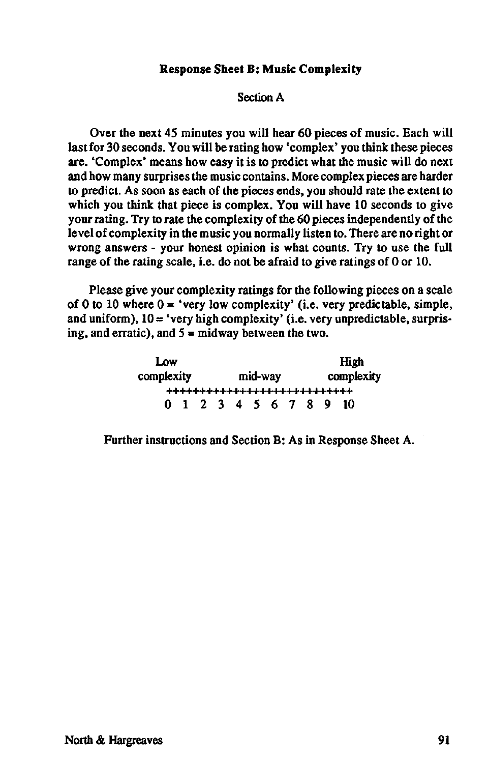**Response Sheet B: Music Complexity**

Section A

Over the next 45 minutes you will hear 60 pieces of music. Each will last for 30 seconds. You will be rating how 'complex' you think these pieces are. 'Complex' means how easy it is to predict what the music will do next and how many surprises the music contains. More complex pieces are harder to predict. As soon as each of the pieces ends, you should rate the extent to which you think that piece is complex. You will have 10 seconds to give your rating. Try to rate the complexity of the 60 pieces independently of the level of complexity in the music you normally listen to. There are no right or wrong answers - your honest opinion is what counts. Try to use the full range of the rating scale, i.e. do not be afraid to give ratings of 0 or 10.

Please give your complexity ratings for the following pieces on a scale of 0 to 10 where 0 = 'very low complexity' (i.e. very predictable, simple, and uniform), 10 = 'very high complexity' (i.e. very unpredictable, surprising, and erratic), and 5 = midway between the two.

```
     Low                          High
  complexity      mid-way      complexity
  +++++++++++++++++++++++++++++++++++
   0  1  2  3  4  5  6  7  8  9  10
```

Further instructions and Section B: As in Response Sheet A.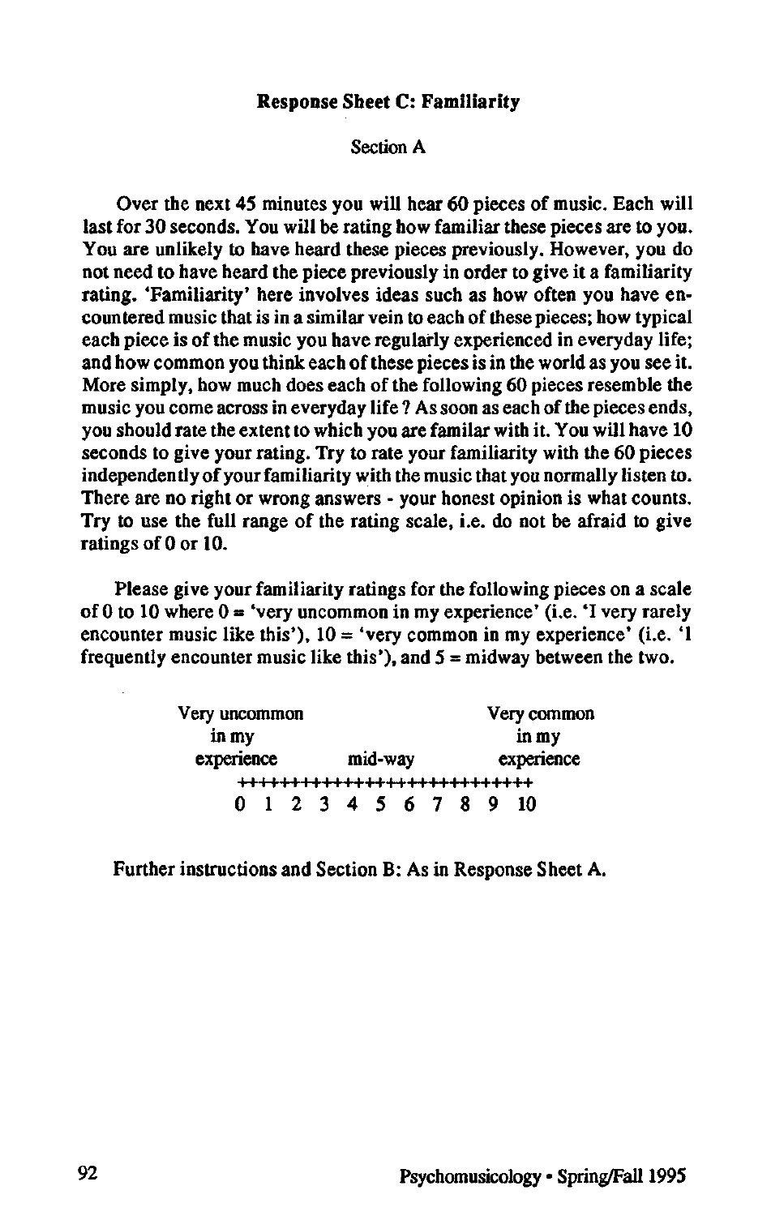**Response Sheet C: Familiarity**

Section A

Over the next 45 minutes you will hear 60 pieces of music. Each will last for 30 seconds. You will be rating how familiar these pieces are to you. You are unlikely to have heard these pieces previously. However, you do not need to have heard the piece previously in order to give it a familiarity rating. 'Familiarity' here involves ideas such as how often you have encountered music that is in a similar vein to each of these pieces; how typical each piece is of the music you have regularly experienced in everyday life; and how common you think each of these pieces is in the world as you see it. More simply, how much does each of the following 60 pieces resemble the music you come across in everyday life ? As soon as each of the pieces ends, you should rate the extent to which you are familar with it. You will have 10 seconds to give your rating. Try to rate your familiarity with the 60 pieces independently of your familiarity with the music that you normally listen to. There are no right or wrong answers - your honest opinion is what counts. Try to use the full range of the rating scale, i.e. do not be afraid to give ratings of 0 or 10.

Please give your familiarity ratings for the following pieces on a scale of 0 to 10 where 0 = 'very uncommon in my experience' (i.e. 'I very rarely encounter music like this'), 10 = 'very common in my experience' (i.e. 'I frequently encounter music like this'), and 5 = midway between the two.

```
Very uncommon                            Very common
    in my                                    in my
  experience          mid-way             experience
      ++++++++++++++++++++++++++++++++++
      0   1   2   3   4   5   6   7   8   9   10
```

Further instructions and Section B: As in Response Sheet A.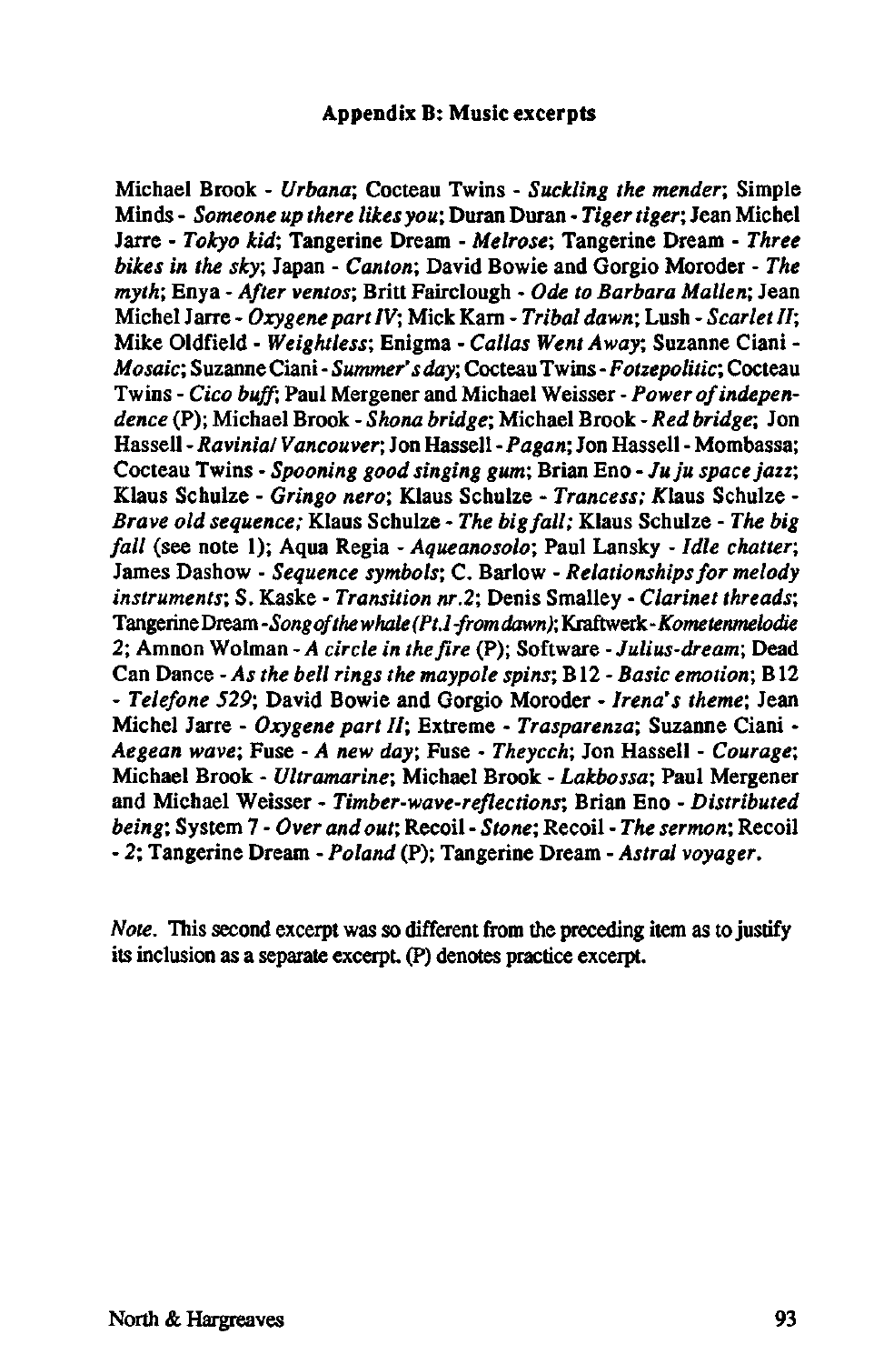**Appendix B: Music excerpts**

Michael Brook - *Urbana*; Cocteau Twins - *Suckling the mender*; Simple Minds - *Someone up there likes you*; Duran Duran - *Tiger tiger*; Jean Michel Jarre - *Tokyo kid*; Tangerine Dream - *Melrose*; Tangerine Dream - *Three bikes in the sky*; Japan - *Canton*; David Bowie and Gorgio Moroder - *The myth*; Enya - *After ventos*; Britt Fairclough - *Ode to Barbara Mallen*; Jean Michel Jarre - *Oxygene part IV*; Mick Karn - *Tribal dawn*; Lush - *Scarlet II*; Mike Oldfield - *Weightless*; Enigma - *Callas Went Away*; Suzanne Ciani - *Mosaic*; Suzanne Ciani - *Summer's day*; Cocteau Twins - *Fotzepolitic*; Cocteau Twins - *Cico buff*; Paul Mergener and Michael Weisser - *Power of independence* (P); Michael Brook - *Shona bridge*; Michael Brook - *Red bridge*; Jon Hassell - *Ravinia/ Vancouver*; Jon Hassell - *Pagan*; Jon Hassell - Mombassa; Cocteau Twins - *Spooning good singing gum*; Brian Eno - *Ju ju space jazz*; Klaus Schulze - *Gringo nero*; Klaus Schulze - *Trancess;* Klaus Schulze - *Brave old sequence;* Klaus Schulze - *The big fall;* Klaus Schulze - *The big fall* (see note 1); Aqua Regia - *Aqueanosolo*; Paul Lansky - *Idle chatter*; James Dashow - *Sequence symbols*; C. Barlow - *Relationships for melody instruments*; S. Kaske - *Transition nr.2*; Denis Smalley - *Clarinet threads*; Tangerine Dream - *Song of the whale (Pt.1-from dawn)*; Kraftwerk - *Kometenmelodie* 2; Amnon Wolman - *A circle in the fire* (P); Software - *Julius-dream*; Dead Can Dance - *As the bell rings the maypole spins*; B12 - *Basic emotion*; B12 - *Telefone 529*; David Bowie and Gorgio Moroder - *Irena's theme*; Jean Michel Jarre - *Oxygene part II*; Extreme - *Trasparenza*; Suzanne Ciani - *Aegean wave*; Fuse - *A new day*; Fuse - *Theycch*; Jon Hassell - *Courage*; Michael Brook - *Ultramarine*; Michael Brook - *Lakbossa*; Paul Mergener and Michael Weisser - *Timber-wave-reflections*; Brian Eno - *Distributed being*; System 7 - *Over and out*; Recoil - *Stone*; Recoil - *The sermon*; Recoil - *2*; Tangerine Dream - *Poland* (P); Tangerine Dream - *Astral voyager*.

*Note*. This second excerpt was so different from the preceding item as to justify its inclusion as a separate excerpt. (P) denotes practice excerpt.